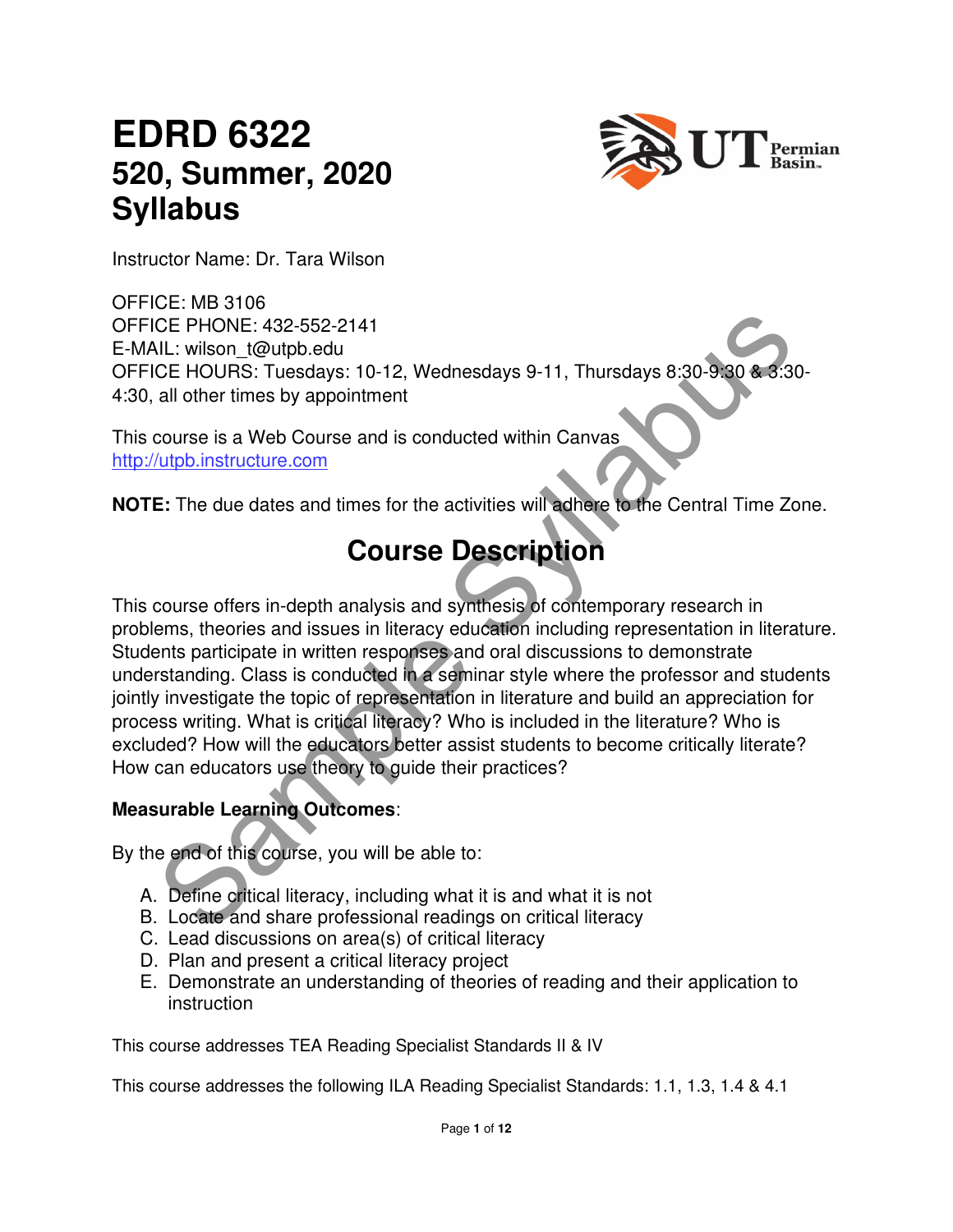# EDRD 6322
## 520, Summer, 2020
## Syllabus

Instructor Name: Dr. Tara Wilson

OFFICE: MB 3106
OFFICE PHONE: 432-552-2141
E-MAIL: wilson_t@utpb.edu
OFFICE HOURS: Tuesdays: 10-12, Wednesdays 9-11, Thursdays 8:30-9:30 & 3:30-4:30, all other times by appointment

This course is a Web Course and is conducted within Canvas
http://utpb.instructure.com

**NOTE:** The due dates and times for the activities will adhere to the Central Time Zone.

## Course Description

This course offers in-depth analysis and synthesis of contemporary research in problems, theories and issues in literacy education including representation in literature. Students participate in written responses and oral discussions to demonstrate understanding. Class is conducted in a seminar style where the professor and students jointly investigate the topic of representation in literature and build an appreciation for process writing. What is critical literacy? Who is included in the literature? Who is excluded? How will the educators better assist students to become critically literate? How can educators use theory to guide their practices?

**Measurable Learning Outcomes**:

By the end of this course, you will be able to:

A. Define critical literacy, including what it is and what it is not
B. Locate and share professional readings on critical literacy
C. Lead discussions on area(s) of critical literacy
D. Plan and present a critical literacy project
E. Demonstrate an understanding of theories of reading and their application to instruction

This course addresses TEA Reading Specialist Standards II & IV

This course addresses the following ILA Reading Specialist Standards: 1.1, 1.3, 1.4 & 4.1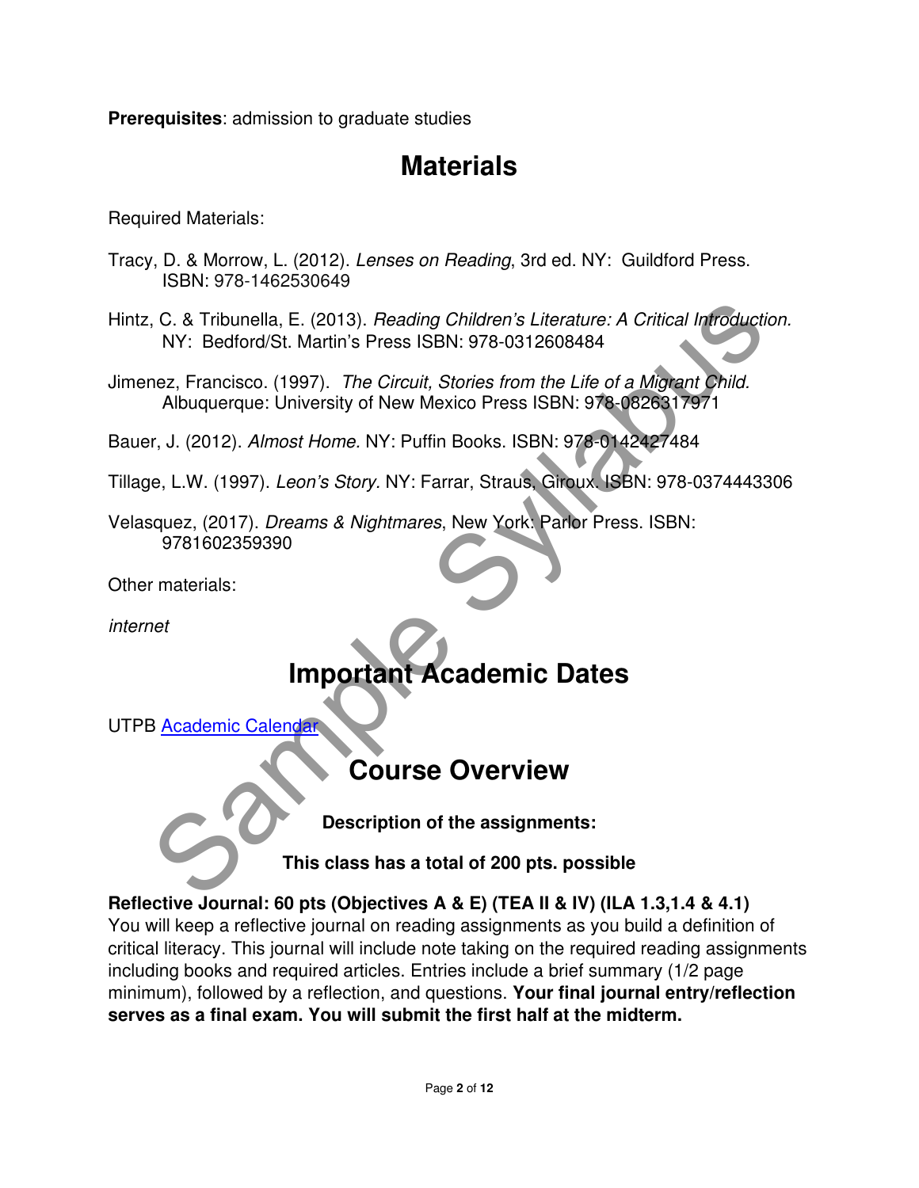**Prerequisites**: admission to graduate studies

# Materials

Required Materials:

Tracy, D. & Morrow, L. (2012). *Lenses on Reading*, 3rd ed. NY: Guildford Press. ISBN: 978-1462530649

Hintz, C. & Tribunella, E. (2013). *Reading Children's Literature: A Critical Introduction.* NY: Bedford/St. Martin's Press ISBN: 978-0312608484

Jimenez, Francisco. (1997). *The Circuit, Stories from the Life of a Migrant Child.* Albuquerque: University of New Mexico Press ISBN: 978-0826317971

Bauer, J. (2012). *Almost Home.* NY: Puffin Books. ISBN: 978-0142427484

Tillage, L.W. (1997). *Leon's Story.* NY: Farrar, Straus, Giroux. ISBN: 978-0374443306

Velasquez, (2017). *Dreams & Nightmares*, New York: Parlor Press. ISBN: 9781602359390

Other materials:

*internet*

# Important Academic Dates

UTPB [Academic Calendar]

# Course Overview

**Description of the assignments:**

**This class has a total of 200 pts. possible**

**Reflective Journal: 60 pts (Objectives A & E) (TEA II & IV) (ILA 1.3,1.4 & 4.1)**
You will keep a reflective journal on reading assignments as you build a definition of critical literacy. This journal will include note taking on the required reading assignments including books and required articles. Entries include a brief summary (1/2 page minimum), followed by a reflection, and questions. **Your final journal entry/reflection serves as a final exam. You will submit the first half at the midterm.**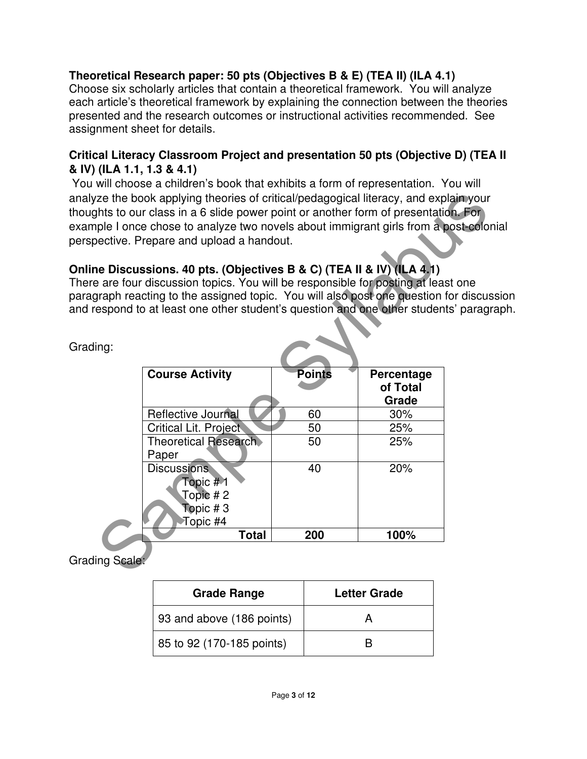**Theoretical Research paper: 50 pts (Objectives B & E) (TEA II) (ILA 4.1)**
Choose six scholarly articles that contain a theoretical framework. You will analyze each article's theoretical framework by explaining the connection between the theories presented and the research outcomes or instructional activities recommended. See assignment sheet for details.

**Critical Literacy Classroom Project and presentation 50 pts (Objective D) (TEA II & IV) (ILA 1.1, 1.3 & 4.1)**
You will choose a children's book that exhibits a form of representation. You will analyze the book applying theories of critical/pedagogical literacy, and explain your thoughts to our class in a 6 slide power point or another form of presentation. For example I once chose to analyze two novels about immigrant girls from a post-colonial perspective. Prepare and upload a handout.

**Online Discussions. 40 pts. (Objectives B & C) (TEA II & IV) (ILA 4.1)**
There are four discussion topics. You will be responsible for posting at least one paragraph reacting to the assigned topic. You will also post one question for discussion and respond to at least one other student's question and one other students' paragraph.

Grading:

| Course Activity | Points | Percentage of Total Grade |
|---|---|---|
| Reflective Journal | 60 | 30% |
| Critical Lit. Project | 50 | 25% |
| Theoretical Research Paper | 50 | 25% |
| Discussions<br>Topic # 1<br>Topic # 2<br>Topic # 3<br>Topic #4 | 40 | 20% |
| **Total** | **200** | **100%** |

Grading Scale:

| Grade Range | Letter Grade |
|---|---|
| 93 and above (186 points) | A |
| 85 to 92 (170-185 points) | B |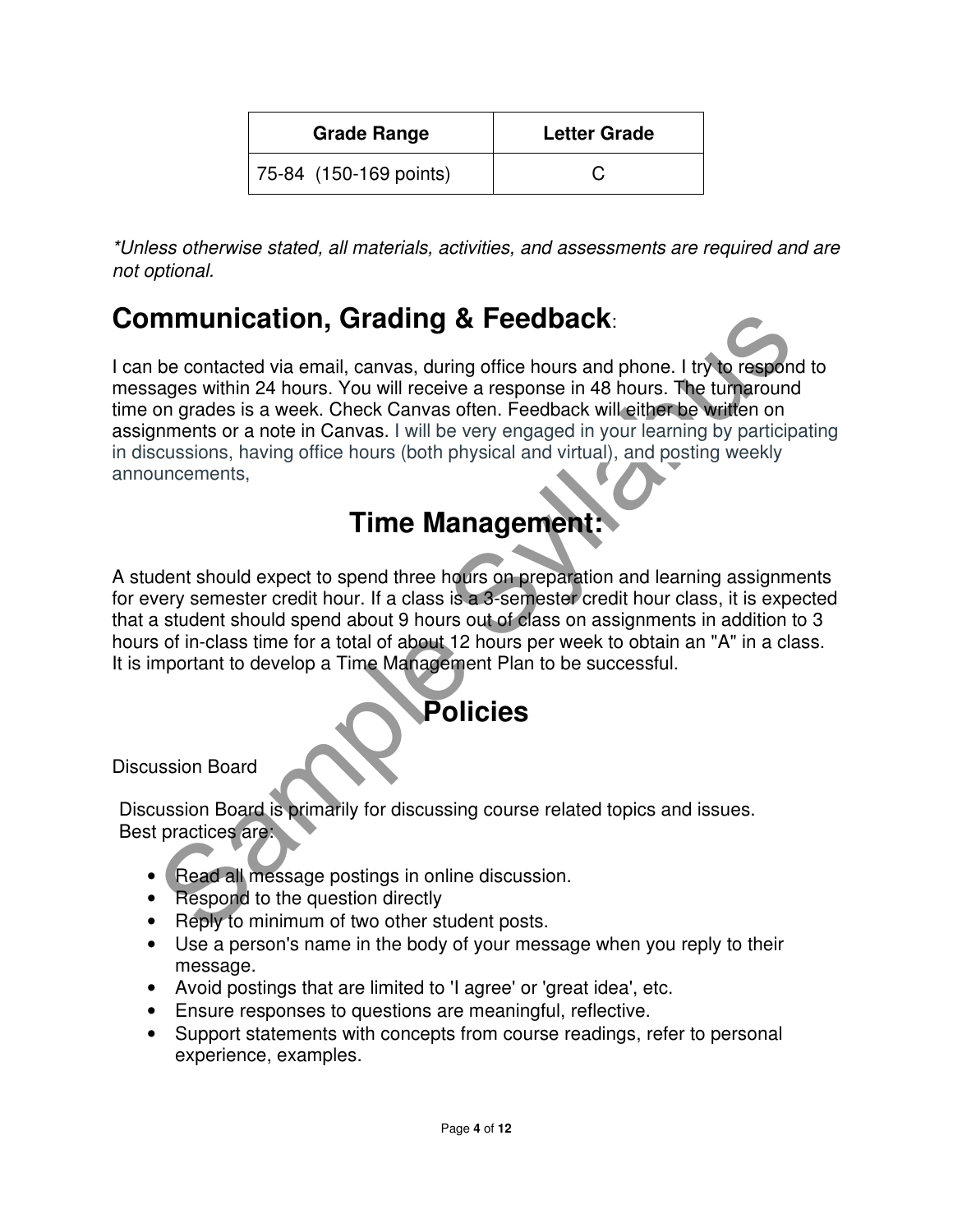| Grade Range | Letter Grade |
| --- | --- |
| 75-84 (150-169 points) | C |

*\*Unless otherwise stated, all materials, activities, and assessments are required and are not optional.*

# Communication, Grading & Feedback:

I can be contacted via email, canvas, during office hours and phone. I try to respond to messages within 24 hours. You will receive a response in 48 hours. The turnaround time on grades is a week. Check Canvas often. Feedback will either be written on assignments or a note in Canvas. I will be very engaged in your learning by participating in discussions, having office hours (both physical and virtual), and posting weekly announcements,

# Time Management:

A student should expect to spend three hours on preparation and learning assignments for every semester credit hour. If a class is a 3-semester credit hour class, it is expected that a student should spend about 9 hours out of class on assignments in addition to 3 hours of in-class time for a total of about 12 hours per week to obtain an "A" in a class. It is important to develop a Time Management Plan to be successful.

# Policies

Discussion Board

Discussion Board is primarily for discussing course related topics and issues. Best practices are:

- Read all message postings in online discussion.
- Respond to the question directly
- Reply to minimum of two other student posts.
- Use a person's name in the body of your message when you reply to their message.
- Avoid postings that are limited to 'I agree' or 'great idea', etc.
- Ensure responses to questions are meaningful, reflective.
- Support statements with concepts from course readings, refer to personal experience, examples.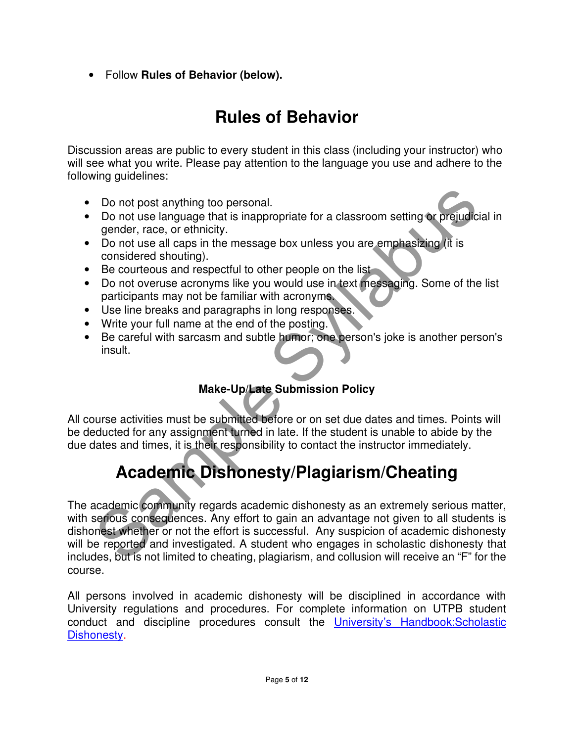- Follow **Rules of Behavior (below).**

# Rules of Behavior

Discussion areas are public to every student in this class (including your instructor) who will see what you write. Please pay attention to the language you use and adhere to the following guidelines:

- Do not post anything too personal.
- Do not use language that is inappropriate for a classroom setting or prejudicial in gender, race, or ethnicity.
- Do not use all caps in the message box unless you are emphasizing (it is considered shouting).
- Be courteous and respectful to other people on the list
- Do not overuse acronyms like you would use in text messaging. Some of the list participants may not be familiar with acronyms.
- Use line breaks and paragraphs in long responses.
- Write your full name at the end of the posting.
- Be careful with sarcasm and subtle humor; one person's joke is another person's insult.

### Make-Up/Late Submission Policy

All course activities must be submitted before or on set due dates and times. Points will be deducted for any assignment turned in late. If the student is unable to abide by the due dates and times, it is their responsibility to contact the instructor immediately.

# Academic Dishonesty/Plagiarism/Cheating

The academic community regards academic dishonesty as an extremely serious matter, with serious consequences. Any effort to gain an advantage not given to all students is dishonest whether or not the effort is successful. Any suspicion of academic dishonesty will be reported and investigated. A student who engages in scholastic dishonesty that includes, but is not limited to cheating, plagiarism, and collusion will receive an "F" for the course.

All persons involved in academic dishonesty will be disciplined in accordance with University regulations and procedures. For complete information on UTPB student conduct and discipline procedures consult the University's Handbook:Scholastic Dishonesty.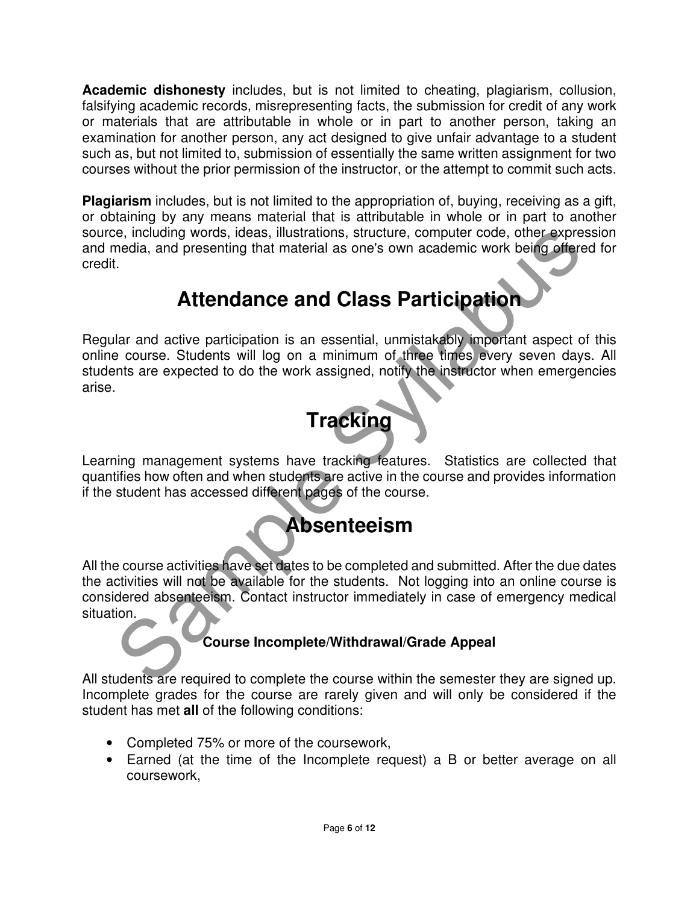**Academic dishonesty** includes, but is not limited to cheating, plagiarism, collusion, falsifying academic records, misrepresenting facts, the submission for credit of any work or materials that are attributable in whole or in part to another person, taking an examination for another person, any act designed to give unfair advantage to a student such as, but not limited to, submission of essentially the same written assignment for two courses without the prior permission of the instructor, or the attempt to commit such acts.

**Plagiarism** includes, but is not limited to the appropriation of, buying, receiving as a gift, or obtaining by any means material that is attributable in whole or in part to another source, including words, ideas, illustrations, structure, computer code, other expression and media, and presenting that material as one's own academic work being offered for credit.

## Attendance and Class Participation

Regular and active participation is an essential, unmistakably important aspect of this online course. Students will log on a minimum of three times every seven days. All students are expected to do the work assigned, notify the instructor when emergencies arise.

## Tracking

Learning management systems have tracking features. Statistics are collected that quantifies how often and when students are active in the course and provides information if the student has accessed different pages of the course.

## Absenteeism

All the course activities have set dates to be completed and submitted. After the due dates the activities will not be available for the students. Not logging into an online course is considered absenteeism. Contact instructor immediately in case of emergency medical situation.

### Course Incomplete/Withdrawal/Grade Appeal

All students are required to complete the course within the semester they are signed up. Incomplete grades for the course are rarely given and will only be considered if the student has met **all** of the following conditions:

- Completed 75% or more of the coursework,
- Earned (at the time of the Incomplete request) a B or better average on all coursework,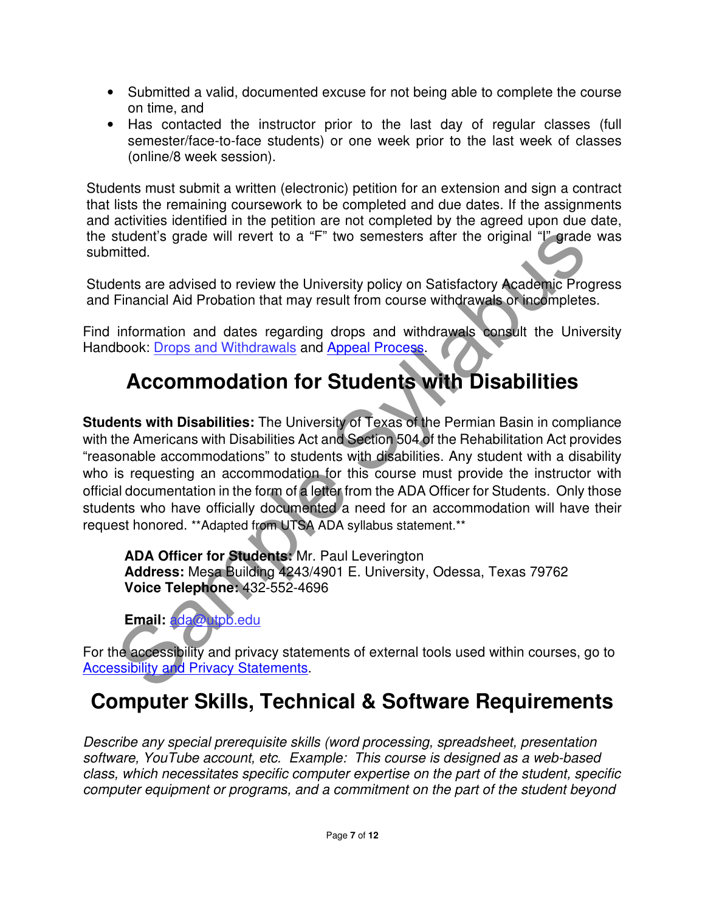- Submitted a valid, documented excuse for not being able to complete the course on time, and
- Has contacted the instructor prior to the last day of regular classes (full semester/face-to-face students) or one week prior to the last week of classes (online/8 week session).

Students must submit a written (electronic) petition for an extension and sign a contract that lists the remaining coursework to be completed and due dates. If the assignments and activities identified in the petition are not completed by the agreed upon due date, the student's grade will revert to a "F" two semesters after the original "I" grade was submitted.

Students are advised to review the University policy on Satisfactory Academic Progress and Financial Aid Probation that may result from course withdrawals or incompletes.

Find information and dates regarding drops and withdrawals consult the University Handbook: [Drops and Withdrawals] and [Appeal Process].

# Accommodation for Students with Disabilities

**Students with Disabilities:** The University of Texas of the Permian Basin in compliance with the Americans with Disabilities Act and Section 504 of the Rehabilitation Act provides "reasonable accommodations" to students with disabilities. Any student with a disability who is requesting an accommodation for this course must provide the instructor with official documentation in the form of a letter from the ADA Officer for Students. Only those students who have officially documented a need for an accommodation will have their request honored. **Adapted from UTSA ADA syllabus statement.**

**ADA Officer for Students:** Mr. Paul Leverington
**Address:** Mesa Building 4243/4901 E. University, Odessa, Texas 79762
**Voice Telephone:** 432-552-4696

**Email:** ada@utpb.edu

For the accessibility and privacy statements of external tools used within courses, go to [Accessibility and Privacy Statements].

# Computer Skills, Technical & Software Requirements

*Describe any special prerequisite skills (word processing, spreadsheet, presentation software, YouTube account, etc. Example: This course is designed as a web-based class, which necessitates specific computer expertise on the part of the student, specific computer equipment or programs, and a commitment on the part of the student beyond*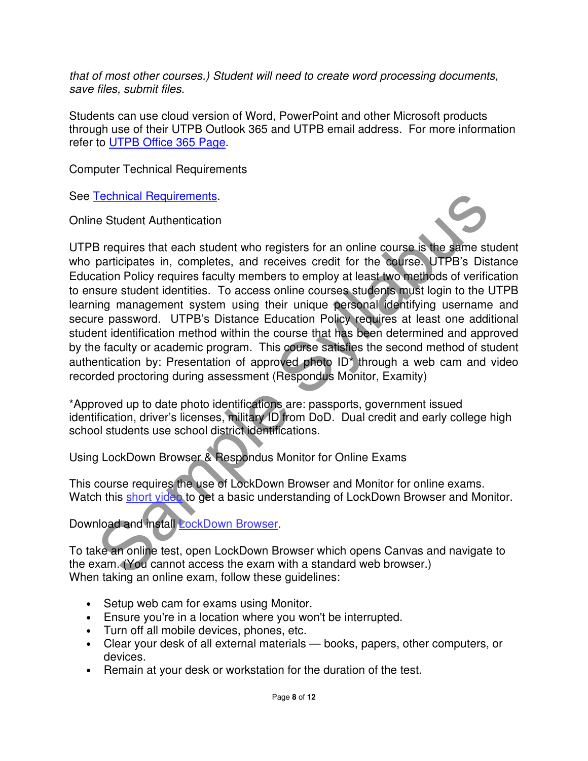*that of most other courses.) Student will need to create word processing documents, save files, submit files.*

Students can use cloud version of Word, PowerPoint and other Microsoft products through use of their UTPB Outlook 365 and UTPB email address. For more information refer to [UTPB Office 365 Page](#).

Computer Technical Requirements

See [Technical Requirements](#).

Online Student Authentication

UTPB requires that each student who registers for an online course is the same student who participates in, completes, and receives credit for the course. UTPB's Distance Education Policy requires faculty members to employ at least two methods of verification to ensure student identities. To access online courses students must login to the UTPB learning management system using their unique personal identifying username and secure password. UTPB's Distance Education Policy requires at least one additional student identification method within the course that has been determined and approved by the faculty or academic program. This course satisfies the second method of student authentication by: Presentation of approved photo ID* through a web cam and video recorded proctoring during assessment (Respondus Monitor, Examity)

*Approved up to date photo identifications are: passports, government issued identification, driver's licenses, military ID from DoD. Dual credit and early college high school students use school district identifications.

Using LockDown Browser & Respondus Monitor for Online Exams

This course requires the use of LockDown Browser and Monitor for online exams. Watch this [short video](#) to get a basic understanding of LockDown Browser and Monitor.

Download and install [LockDown Browser](#).

To take an online test, open LockDown Browser which opens Canvas and navigate to the exam. (You cannot access the exam with a standard web browser.)
When taking an online exam, follow these guidelines:

- Setup web cam for exams using Monitor.
- Ensure you're in a location where you won't be interrupted.
- Turn off all mobile devices, phones, etc.
- Clear your desk of all external materials — books, papers, other computers, or devices.
- Remain at your desk or workstation for the duration of the test.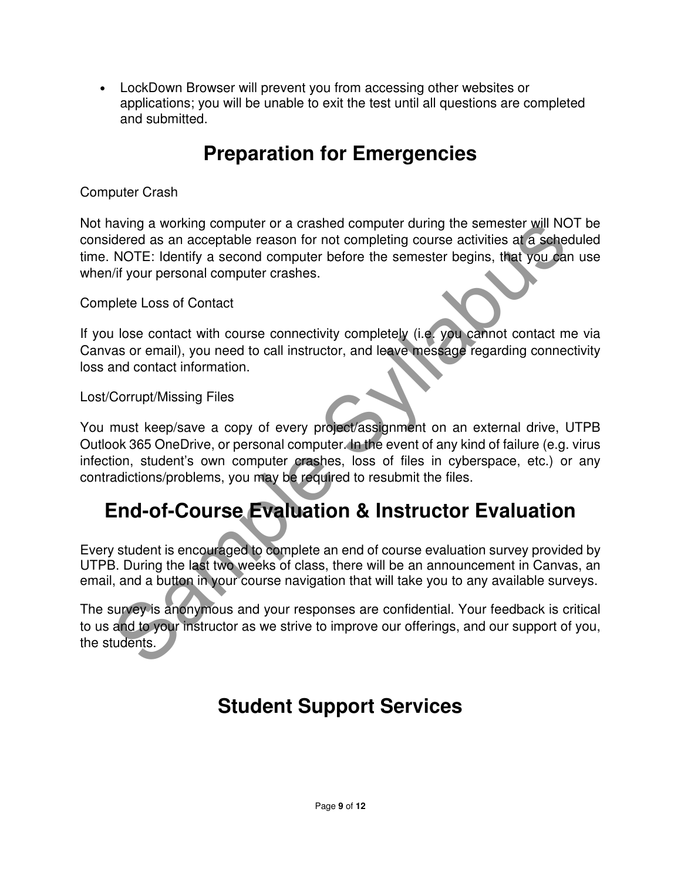- LockDown Browser will prevent you from accessing other websites or applications; you will be unable to exit the test until all questions are completed and submitted.

# Preparation for Emergencies

Computer Crash

Not having a working computer or a crashed computer during the semester will NOT be considered as an acceptable reason for not completing course activities at a scheduled time. NOTE: Identify a second computer before the semester begins, that you can use when/if your personal computer crashes.

Complete Loss of Contact

If you lose contact with course connectivity completely (i.e. you cannot contact me via Canvas or email), you need to call instructor, and leave message regarding connectivity loss and contact information.

Lost/Corrupt/Missing Files

You must keep/save a copy of every project/assignment on an external drive, UTPB Outlook 365 OneDrive, or personal computer. In the event of any kind of failure (e.g. virus infection, student's own computer crashes, loss of files in cyberspace, etc.) or any contradictions/problems, you may be required to resubmit the files.

# End-of-Course Evaluation & Instructor Evaluation

Every student is encouraged to complete an end of course evaluation survey provided by UTPB. During the last two weeks of class, there will be an announcement in Canvas, an email, and a button in your course navigation that will take you to any available surveys.

The survey is anonymous and your responses are confidential. Your feedback is critical to us and to your instructor as we strive to improve our offerings, and our support of you, the students.

# Student Support Services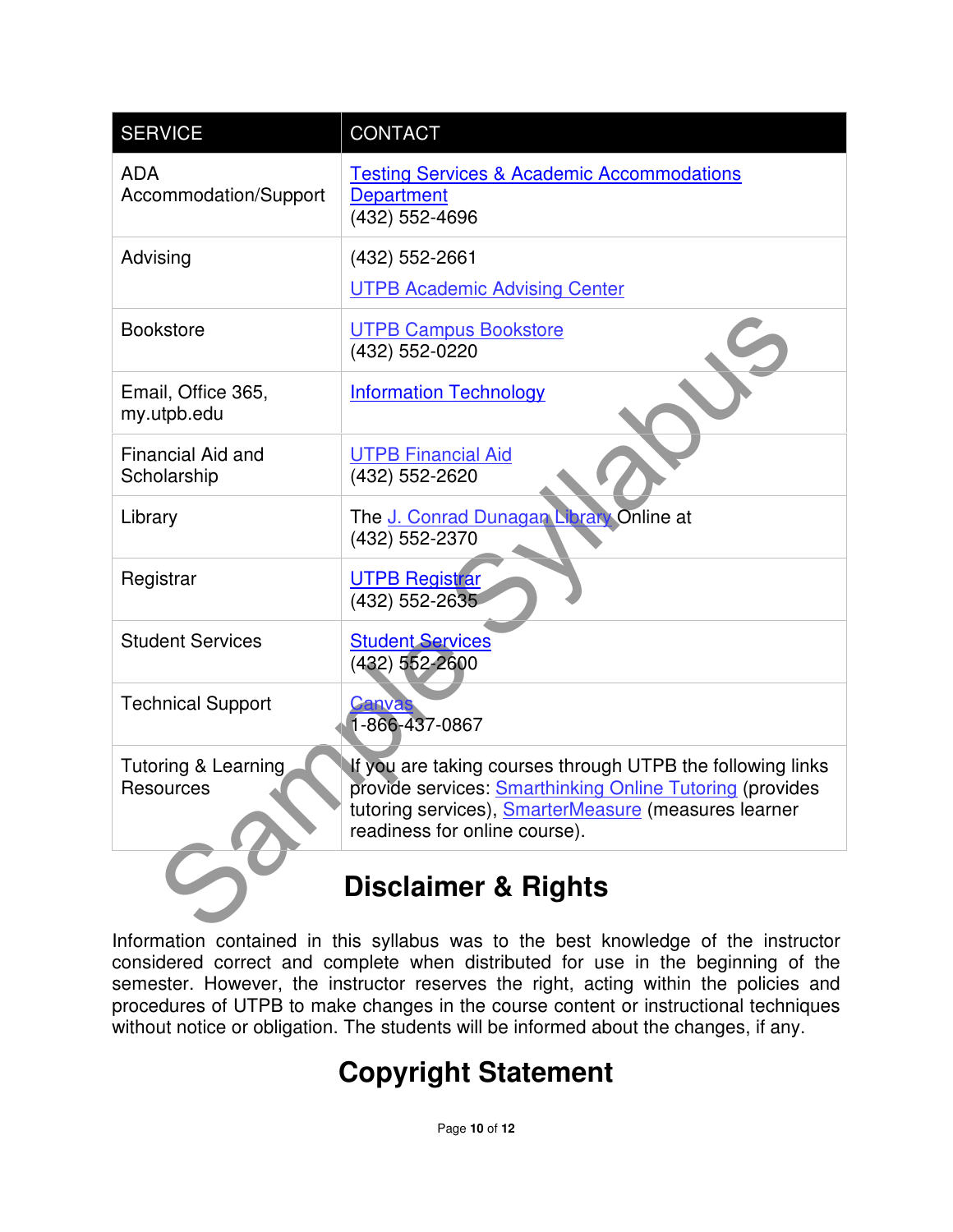| SERVICE | CONTACT |
| --- | --- |
| ADA Accommodation/Support | Testing Services & Academic Accommodations Department (432) 552-4696 |
| Advising | (432) 552-2661 UTPB Academic Advising Center |
| Bookstore | UTPB Campus Bookstore (432) 552-0220 |
| Email, Office 365, my.utpb.edu | Information Technology |
| Financial Aid and Scholarship | UTPB Financial Aid (432) 552-2620 |
| Library | The J. Conrad Dunagan Library Online at (432) 552-2370 |
| Registrar | UTPB Registrar (432) 552-2635 |
| Student Services | Student Services (432) 552-2600 |
| Technical Support | Canvas 1-866-437-0867 |
| Tutoring & Learning Resources | If you are taking courses through UTPB the following links provide services: Smarthinking Online Tutoring (provides tutoring services), SmarterMeasure (measures learner readiness for online course). |

## Disclaimer & Rights

Information contained in this syllabus was to the best knowledge of the instructor considered correct and complete when distributed for use in the beginning of the semester. However, the instructor reserves the right, acting within the policies and procedures of UTPB to make changes in the course content or instructional techniques without notice or obligation. The students will be informed about the changes, if any.

## Copyright Statement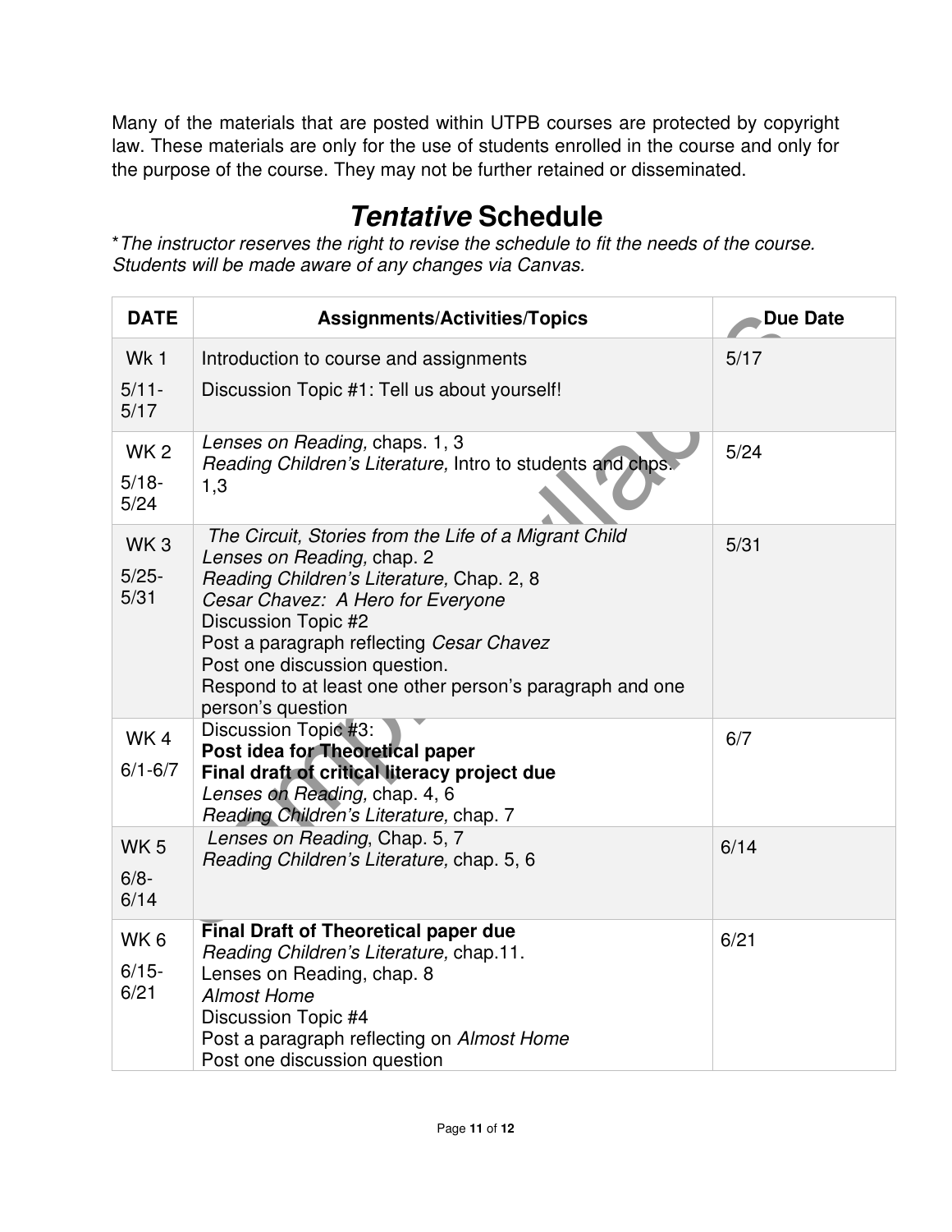Many of the materials that are posted within UTPB courses are protected by copyright law. These materials are only for the use of students enrolled in the course and only for the purpose of the course. They may not be further retained or disseminated.

# *Tentative* Schedule

**The instructor reserves the right to revise the schedule to fit the needs of the course. Students will be made aware of any changes via Canvas.*

| DATE | Assignments/Activities/Topics | Due Date |
|---|---|---|
| Wk 1<br>5/11-5/17 | Introduction to course and assignments<br>Discussion Topic #1: Tell us about yourself! | 5/17 |
| WK 2<br>5/18-5/24 | *Lenses on Reading,* chaps. 1, 3<br>*Reading Children's Literature,* Intro to students and chps. 1,3 | 5/24 |
| WK 3<br>5/25-5/31 | *The Circuit, Stories from the Life of a Migrant Child*<br>*Lenses on Reading,* chap. 2<br>*Reading Children's Literature,* Chap. 2, 8<br>*Cesar Chavez: A Hero for Everyone*<br>Discussion Topic #2<br>Post a paragraph reflecting *Cesar Chavez*<br>Post one discussion question.<br>Respond to at least one other person's paragraph and one person's question | 5/31 |
| WK 4<br>6/1-6/7 | Discussion Topic #3:<br>**Post idea for Theoretical paper**<br>**Final draft of critical literacy project due**<br>*Lenses on Reading,* chap. 4, 6<br>*Reading Children's Literature,* chap. 7 | 6/7 |
| WK 5<br>6/8-6/14 | *Lenses on Reading*, Chap. 5, 7<br>*Reading Children's Literature,* chap. 5, 6 | 6/14 |
| WK 6<br>6/15-6/21 | **Final Draft of Theoretical paper due**<br>*Reading Children's Literature,* chap.11.<br>Lenses on Reading, chap. 8<br>*Almost Home*<br>Discussion Topic #4<br>Post a paragraph reflecting on *Almost Home*<br>Post one discussion question | 6/21 |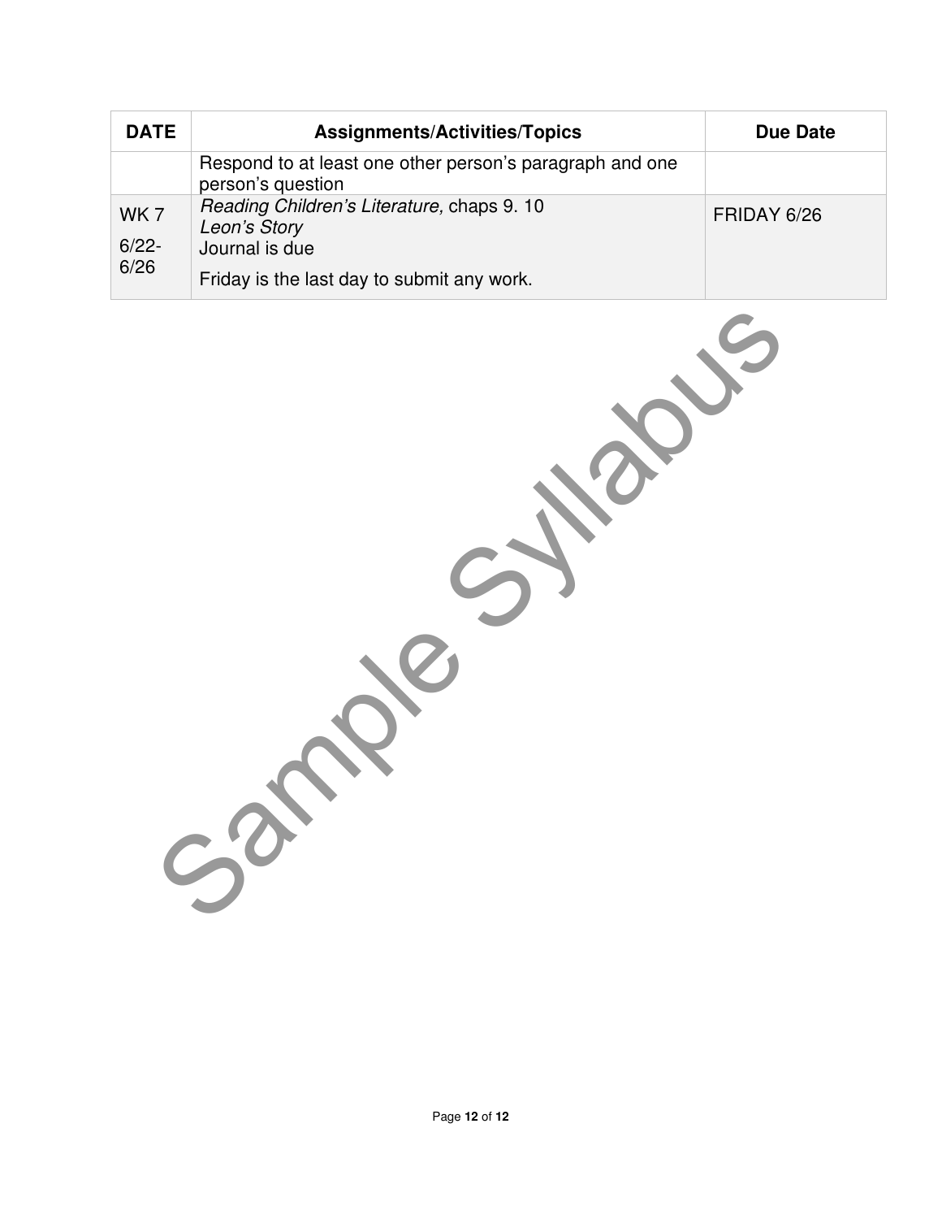| DATE | Assignments/Activities/Topics | Due Date |
| --- | --- | --- |
| | Respond to at least one other person's paragraph and one person's question | |
| WK 7<br>6/22-6/26 | *Reading Children's Literature,* chaps 9. 10<br>*Leon's Story*<br>Journal is due<br>Friday is the last day to submit any work. | FRIDAY 6/26 |

Sample Syllabus